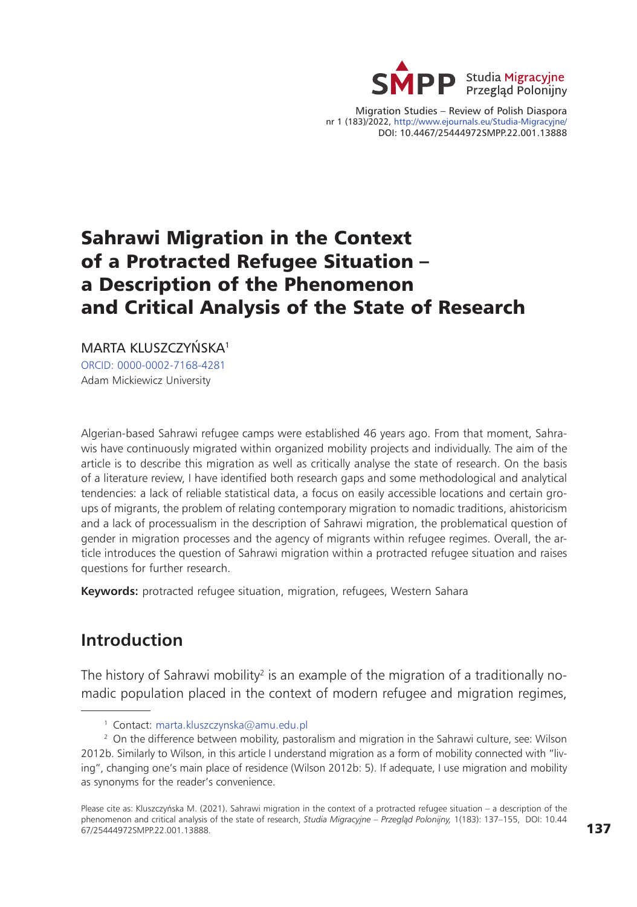# Sahrawi Migration in the Context of a Protracted Refugee Situation – a Description of the Phenomenon and Critical Analysis of the State of Research

MARTA KLUSZCZYŃSKA[1]

ORCID: 0000-0002-7168-4281

Adam Mickiewicz University

Algerian-based Sahrawi refugee camps were established 46 years ago. From that moment, Sahrawis have continuously migrated within organized mobility projects and individually. The aim of the article is to describe this migration as well as critically analyse the state of research. On the basis of a literature review, I have identified both research gaps and some methodological and analytical tendencies: a lack of reliable statistical data, a focus on easily accessible locations and certain groups of migrants, the problem of relating contemporary migration to nomadic traditions, ahistoricism and a lack of processualism in the description of Sahrawi migration, the problematical question of gender in migration processes and the agency of migrants within refugee regimes. Overall, the article introduces the question of Sahrawi migration within a protracted refugee situation and raises questions for further research.

**Keywords:** protracted refugee situation, migration, refugees, Western Sahara

## Introduction

The history of Sahrawi mobility[2] is an example of the migration of a traditionally nomadic population placed in the context of modern refugee and migration regimes,

[1] Contact: marta.kluszczynska@amu.edu.pl

[2] On the difference between mobility, pastoralism and migration in the Sahrawi culture, see: Wilson 2012b. Similarly to Wilson, in this article I understand migration as a form of mobility connected with "living", changing one's main place of residence (Wilson 2012b: 5). If adequate, I use migration and mobility as synonyms for the reader's convenience.

Please cite as: Kluszczyńska M. (2021). Sahrawi migration in the context of a protracted refugee situation – a description of the phenomenon and critical analysis of the state of research, *Studia Migracyjne – Przegląd Polonijny,* 1(183): 137–155, DOI: 10.4467/25444972SMPP.22.001.13888.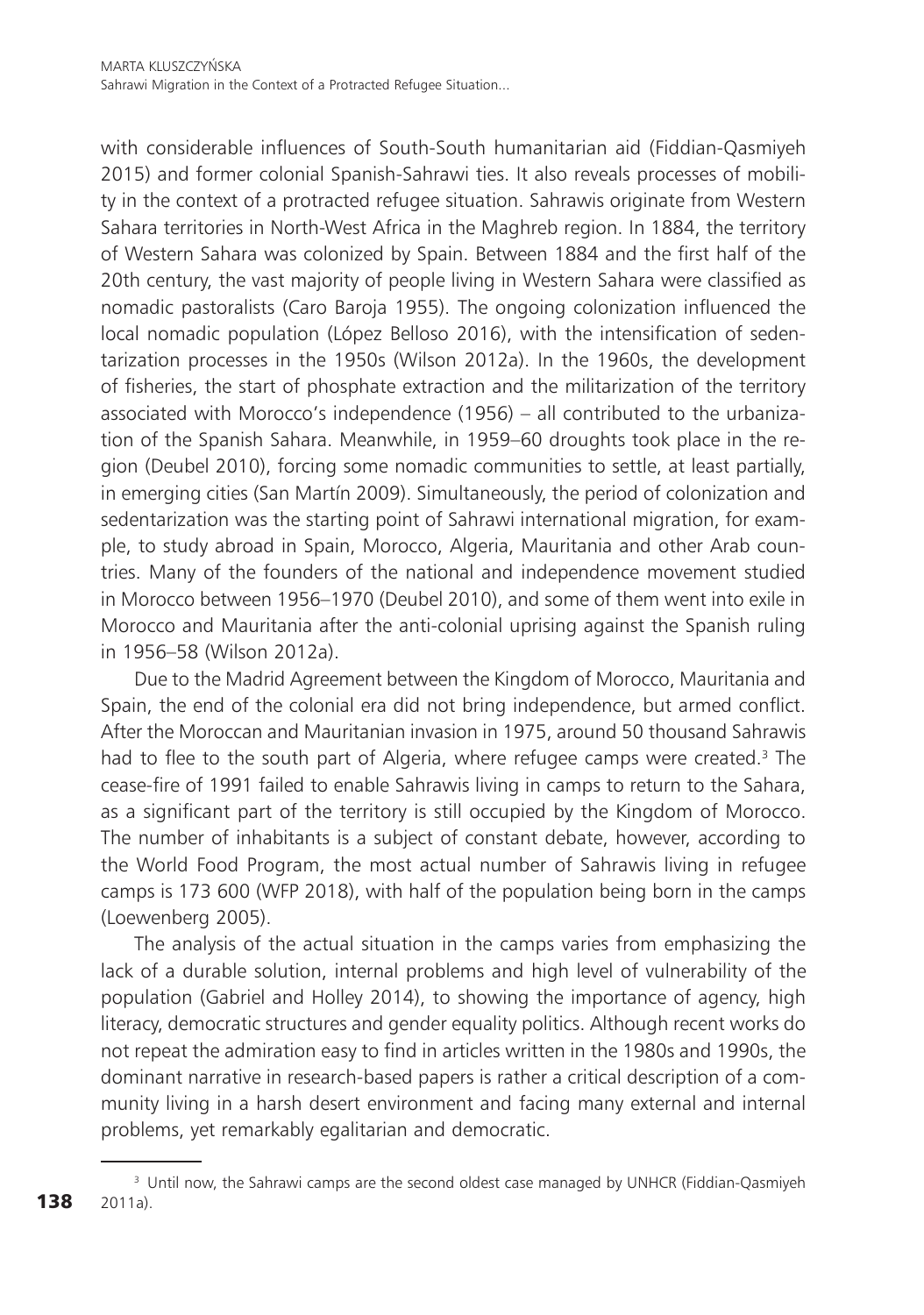with considerable influences of South-South humanitarian aid (Fiddian-Qasmiyeh 2015) and former colonial Spanish-Sahrawi ties. It also reveals processes of mobility in the context of a protracted refugee situation. Sahrawis originate from Western Sahara territories in North-West Africa in the Maghreb region. In 1884, the territory of Western Sahara was colonized by Spain. Between 1884 and the first half of the 20th century, the vast majority of people living in Western Sahara were classified as nomadic pastoralists (Caro Baroja 1955). The ongoing colonization influenced the local nomadic population (López Belloso 2016), with the intensification of sedentarization processes in the 1950s (Wilson 2012a). In the 1960s, the development of fisheries, the start of phosphate extraction and the militarization of the territory associated with Morocco's independence (1956) – all contributed to the urbanization of the Spanish Sahara. Meanwhile, in 1959–60 droughts took place in the region (Deubel 2010), forcing some nomadic communities to settle, at least partially, in emerging cities (San Martín 2009). Simultaneously, the period of colonization and sedentarization was the starting point of Sahrawi international migration, for example, to study abroad in Spain, Morocco, Algeria, Mauritania and other Arab countries. Many of the founders of the national and independence movement studied in Morocco between 1956–1970 (Deubel 2010), and some of them went into exile in Morocco and Mauritania after the anti-colonial uprising against the Spanish ruling in 1956–58 (Wilson 2012a).

Due to the Madrid Agreement between the Kingdom of Morocco, Mauritania and Spain, the end of the colonial era did not bring independence, but armed conflict. After the Moroccan and Mauritanian invasion in 1975, around 50 thousand Sahrawis had to flee to the south part of Algeria, where refugee camps were created.[3] The cease-fire of 1991 failed to enable Sahrawis living in camps to return to the Sahara, as a significant part of the territory is still occupied by the Kingdom of Morocco. The number of inhabitants is a subject of constant debate, however, according to the World Food Program, the most actual number of Sahrawis living in refugee camps is 173 600 (WFP 2018), with half of the population being born in the camps (Loewenberg 2005).

The analysis of the actual situation in the camps varies from emphasizing the lack of a durable solution, internal problems and high level of vulnerability of the population (Gabriel and Holley 2014), to showing the importance of agency, high literacy, democratic structures and gender equality politics. Although recent works do not repeat the admiration easy to find in articles written in the 1980s and 1990s, the dominant narrative in research-based papers is rather a critical description of a community living in a harsh desert environment and facing many external and internal problems, yet remarkably egalitarian and democratic.

[3] Until now, the Sahrawi camps are the second oldest case managed by UNHCR (Fiddian-Qasmiyeh 2011a).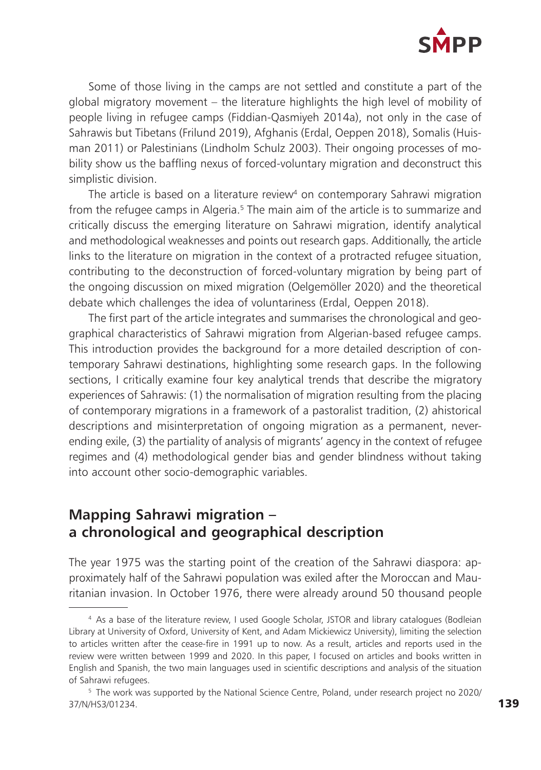Some of those living in the camps are not settled and constitute a part of the global migratory movement – the literature highlights the high level of mobility of people living in refugee camps (Fiddian-Qasmiyeh 2014a), not only in the case of Sahrawis but Tibetans (Frilund 2019), Afghanis (Erdal, Oeppen 2018), Somalis (Huisman 2011) or Palestinians (Lindholm Schulz 2003). Their ongoing processes of mobility show us the baffling nexus of forced-voluntary migration and deconstruct this simplistic division.

The article is based on a literature review[4] on contemporary Sahrawi migration from the refugee camps in Algeria.[5] The main aim of the article is to summarize and critically discuss the emerging literature on Sahrawi migration, identify analytical and methodological weaknesses and points out research gaps. Additionally, the article links to the literature on migration in the context of a protracted refugee situation, contributing to the deconstruction of forced-voluntary migration by being part of the ongoing discussion on mixed migration (Oelgemöller 2020) and the theoretical debate which challenges the idea of voluntariness (Erdal, Oeppen 2018).

The first part of the article integrates and summarises the chronological and geographical characteristics of Sahrawi migration from Algerian-based refugee camps. This introduction provides the background for a more detailed description of contemporary Sahrawi destinations, highlighting some research gaps. In the following sections, I critically examine four key analytical trends that describe the migratory experiences of Sahrawis: (1) the normalisation of migration resulting from the placing of contemporary migrations in a framework of a pastoralist tradition, (2) ahistorical descriptions and misinterpretation of ongoing migration as a permanent, never-ending exile, (3) the partiality of analysis of migrants' agency in the context of refugee regimes and (4) methodological gender bias and gender blindness without taking into account other socio-demographic variables.

## Mapping Sahrawi migration – a chronological and geographical description

The year 1975 was the starting point of the creation of the Sahrawi diaspora: approximately half of the Sahrawi population was exiled after the Moroccan and Mauritanian invasion. In October 1976, there were already around 50 thousand people

---

[4] As a base of the literature review, I used Google Scholar, JSTOR and library catalogues (Bodleian Library at University of Oxford, University of Kent, and Adam Mickiewicz University), limiting the selection to articles written after the cease-fire in 1991 up to now. As a result, articles and reports used in the review were written between 1999 and 2020. In this paper, I focused on articles and books written in English and Spanish, the two main languages used in scientific descriptions and analysis of the situation of Sahrawi refugees.

[5] The work was supported by the National Science Centre, Poland, under research project no 2020/37/N/HS3/01234.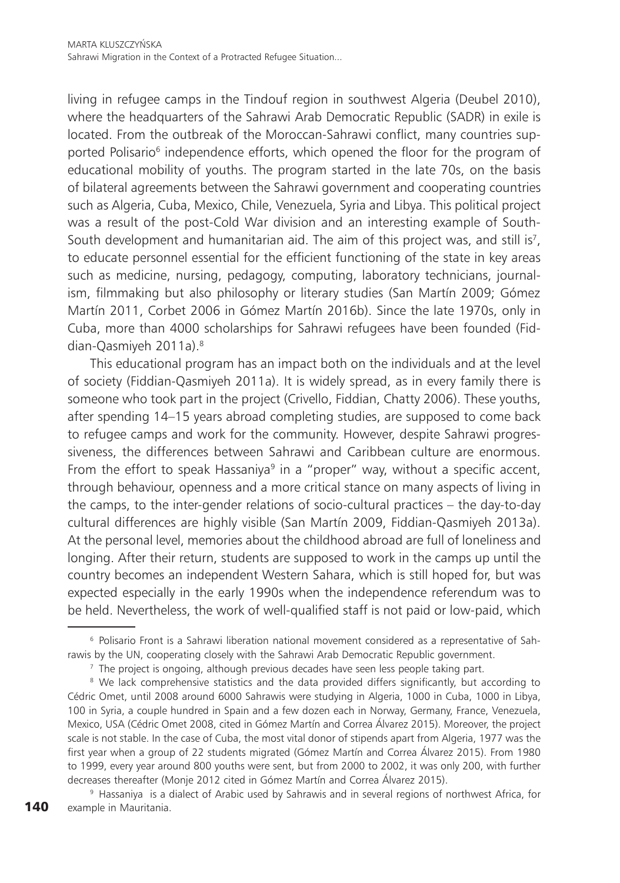living in refugee camps in the Tindouf region in southwest Algeria (Deubel 2010), where the headquarters of the Sahrawi Arab Democratic Republic (SADR) in exile is located. From the outbreak of the Moroccan-Sahrawi conflict, many countries supported Polisario[6] independence efforts, which opened the floor for the program of educational mobility of youths. The program started in the late 70s, on the basis of bilateral agreements between the Sahrawi government and cooperating countries such as Algeria, Cuba, Mexico, Chile, Venezuela, Syria and Libya. This political project was a result of the post-Cold War division and an interesting example of South-South development and humanitarian aid. The aim of this project was, and still is[7], to educate personnel essential for the efficient functioning of the state in key areas such as medicine, nursing, pedagogy, computing, laboratory technicians, journalism, filmmaking but also philosophy or literary studies (San Martín 2009; Gómez Martín 2011, Corbet 2006 in Gómez Martín 2016b). Since the late 1970s, only in Cuba, more than 4000 scholarships for Sahrawi refugees have been founded (Fiddian-Qasmiyeh 2011a).[8]

This educational program has an impact both on the individuals and at the level of society (Fiddian-Qasmiyeh 2011a). It is widely spread, as in every family there is someone who took part in the project (Crivello, Fiddian, Chatty 2006). These youths, after spending 14–15 years abroad completing studies, are supposed to come back to refugee camps and work for the community. However, despite Sahrawi progressiveness, the differences between Sahrawi and Caribbean culture are enormous. From the effort to speak Hassaniya[9] in a "proper" way, without a specific accent, through behaviour, openness and a more critical stance on many aspects of living in the camps, to the inter-gender relations of socio-cultural practices – the day-to-day cultural differences are highly visible (San Martín 2009, Fiddian-Qasmiyeh 2013a). At the personal level, memories about the childhood abroad are full of loneliness and longing. After their return, students are supposed to work in the camps up until the country becomes an independent Western Sahara, which is still hoped for, but was expected especially in the early 1990s when the independence referendum was to be held. Nevertheless, the work of well-qualified staff is not paid or low-paid, which

---

[6] Polisario Front is a Sahrawi liberation national movement considered as a representative of Sahrawis by the UN, cooperating closely with the Sahrawi Arab Democratic Republic government.

[7] The project is ongoing, although previous decades have seen less people taking part.

[8] We lack comprehensive statistics and the data provided differs significantly, but according to Cédric Omet, until 2008 around 6000 Sahrawis were studying in Algeria, 1000 in Cuba, 1000 in Libya, 100 in Syria, a couple hundred in Spain and a few dozen each in Norway, Germany, France, Venezuela, Mexico, USA (Cédric Omet 2008, cited in Gómez Martín and Correa Álvarez 2015). Moreover, the project scale is not stable. In the case of Cuba, the most vital donor of stipends apart from Algeria, 1977 was the first year when a group of 22 students migrated (Gómez Martín and Correa Álvarez 2015). From 1980 to 1999, every year around 800 youths were sent, but from 2000 to 2002, it was only 200, with further decreases thereafter (Monje 2012 cited in Gómez Martín and Correa Álvarez 2015).

[9] Hassaniya is a dialect of Arabic used by Sahrawis and in several regions of northwest Africa, for example in Mauritania.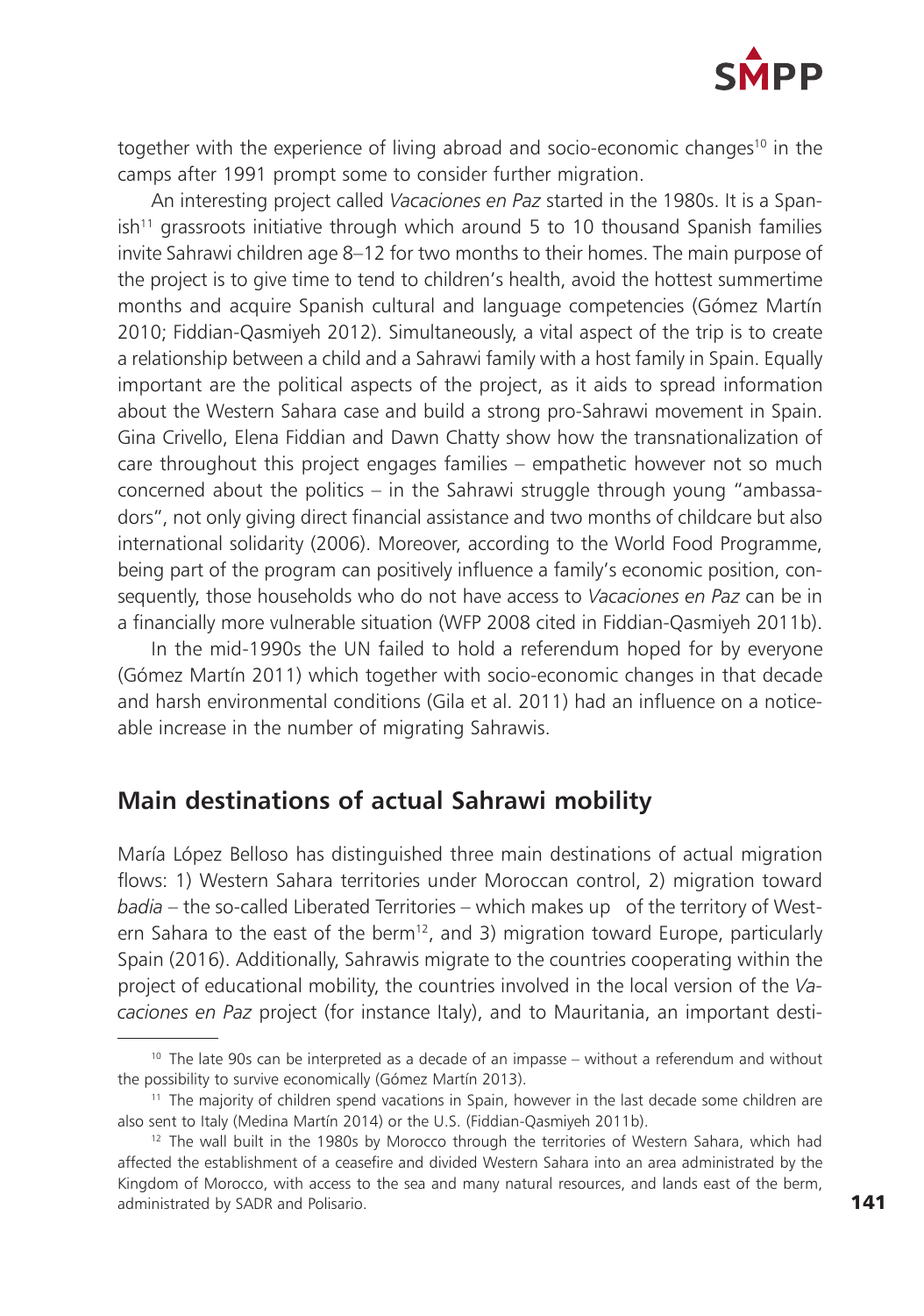together with the experience of living abroad and socio-economic changes[10] in the camps after 1991 prompt some to consider further migration.

An interesting project called *Vacaciones en Paz* started in the 1980s. It is a Spanish[11] grassroots initiative through which around 5 to 10 thousand Spanish families invite Sahrawi children age 8–12 for two months to their homes. The main purpose of the project is to give time to tend to children's health, avoid the hottest summertime months and acquire Spanish cultural and language competencies (Gómez Martín 2010; Fiddian-Qasmiyeh 2012). Simultaneously, a vital aspect of the trip is to create a relationship between a child and a Sahrawi family with a host family in Spain. Equally important are the political aspects of the project, as it aids to spread information about the Western Sahara case and build a strong pro-Sahrawi movement in Spain. Gina Crivello, Elena Fiddian and Dawn Chatty show how the transnationalization of care throughout this project engages families – empathetic however not so much concerned about the politics – in the Sahrawi struggle through young "ambassadors", not only giving direct financial assistance and two months of childcare but also international solidarity (2006). Moreover, according to the World Food Programme, being part of the program can positively influence a family's economic position, consequently, those households who do not have access to *Vacaciones en Paz* can be in a financially more vulnerable situation (WFP 2008 cited in Fiddian-Qasmiyeh 2011b).

In the mid-1990s the UN failed to hold a referendum hoped for by everyone (Gómez Martín 2011) which together with socio-economic changes in that decade and harsh environmental conditions (Gila et al. 2011) had an influence on a noticeable increase in the number of migrating Sahrawis.

## Main destinations of actual Sahrawi mobility

María López Belloso has distinguished three main destinations of actual migration flows: 1) Western Sahara territories under Moroccan control, 2) migration toward *badia* – the so-called Liberated Territories – which makes up of the territory of Western Sahara to the east of the berm[12], and 3) migration toward Europe, particularly Spain (2016). Additionally, Sahrawis migrate to the countries cooperating within the project of educational mobility, the countries involved in the local version of the *Vacaciones en Paz* project (for instance Italy), and to Mauritania, an important desti-

[10] The late 90s can be interpreted as a decade of an impasse – without a referendum and without the possibility to survive economically (Gómez Martín 2013).

[11] The majority of children spend vacations in Spain, however in the last decade some children are also sent to Italy (Medina Martín 2014) or the U.S. (Fiddian-Qasmiyeh 2011b).

[12] The wall built in the 1980s by Morocco through the territories of Western Sahara, which had affected the establishment of a ceasefire and divided Western Sahara into an area administrated by the Kingdom of Morocco, with access to the sea and many natural resources, and lands east of the berm, administrated by SADR and Polisario.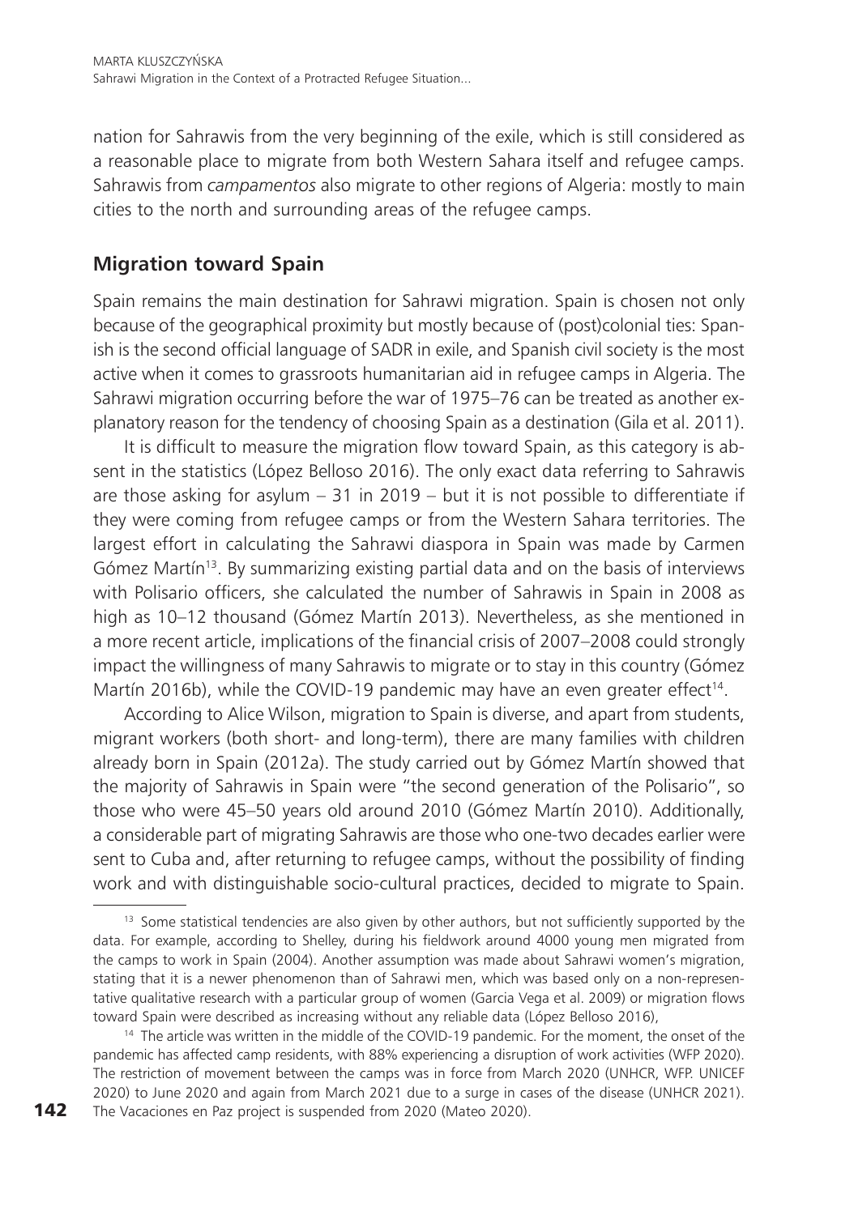nation for Sahrawis from the very beginning of the exile, which is still considered as a reasonable place to migrate from both Western Sahara itself and refugee camps. Sahrawis from *campamentos* also migrate to other regions of Algeria: mostly to main cities to the north and surrounding areas of the refugee camps.

## Migration toward Spain

Spain remains the main destination for Sahrawi migration. Spain is chosen not only because of the geographical proximity but mostly because of (post)colonial ties: Spanish is the second official language of SADR in exile, and Spanish civil society is the most active when it comes to grassroots humanitarian aid in refugee camps in Algeria. The Sahrawi migration occurring before the war of 1975–76 can be treated as another explanatory reason for the tendency of choosing Spain as a destination (Gila et al. 2011).

It is difficult to measure the migration flow toward Spain, as this category is absent in the statistics (López Belloso 2016). The only exact data referring to Sahrawis are those asking for asylum – 31 in 2019 – but it is not possible to differentiate if they were coming from refugee camps or from the Western Sahara territories. The largest effort in calculating the Sahrawi diaspora in Spain was made by Carmen Gómez Martín[13]. By summarizing existing partial data and on the basis of interviews with Polisario officers, she calculated the number of Sahrawis in Spain in 2008 as high as 10–12 thousand (Gómez Martín 2013). Nevertheless, as she mentioned in a more recent article, implications of the financial crisis of 2007–2008 could strongly impact the willingness of many Sahrawis to migrate or to stay in this country (Gómez Martín 2016b), while the COVID-19 pandemic may have an even greater effect[14].

According to Alice Wilson, migration to Spain is diverse, and apart from students, migrant workers (both short- and long-term), there are many families with children already born in Spain (2012a). The study carried out by Gómez Martín showed that the majority of Sahrawis in Spain were "the second generation of the Polisario", so those who were 45–50 years old around 2010 (Gómez Martín 2010). Additionally, a considerable part of migrating Sahrawis are those who one-two decades earlier were sent to Cuba and, after returning to refugee camps, without the possibility of finding work and with distinguishable socio-cultural practices, decided to migrate to Spain.

[13] Some statistical tendencies are also given by other authors, but not sufficiently supported by the data. For example, according to Shelley, during his fieldwork around 4000 young men migrated from the camps to work in Spain (2004). Another assumption was made about Sahrawi women's migration, stating that it is a newer phenomenon than of Sahrawi men, which was based only on a non-representative qualitative research with a particular group of women (Garcia Vega et al. 2009) or migration flows toward Spain were described as increasing without any reliable data (López Belloso 2016),

[14] The article was written in the middle of the COVID-19 pandemic. For the moment, the onset of the pandemic has affected camp residents, with 88% experiencing a disruption of work activities (WFP 2020). The restriction of movement between the camps was in force from March 2020 (UNHCR, WFP. UNICEF 2020) to June 2020 and again from March 2021 due to a surge in cases of the disease (UNHCR 2021). The Vacaciones en Paz project is suspended from 2020 (Mateo 2020).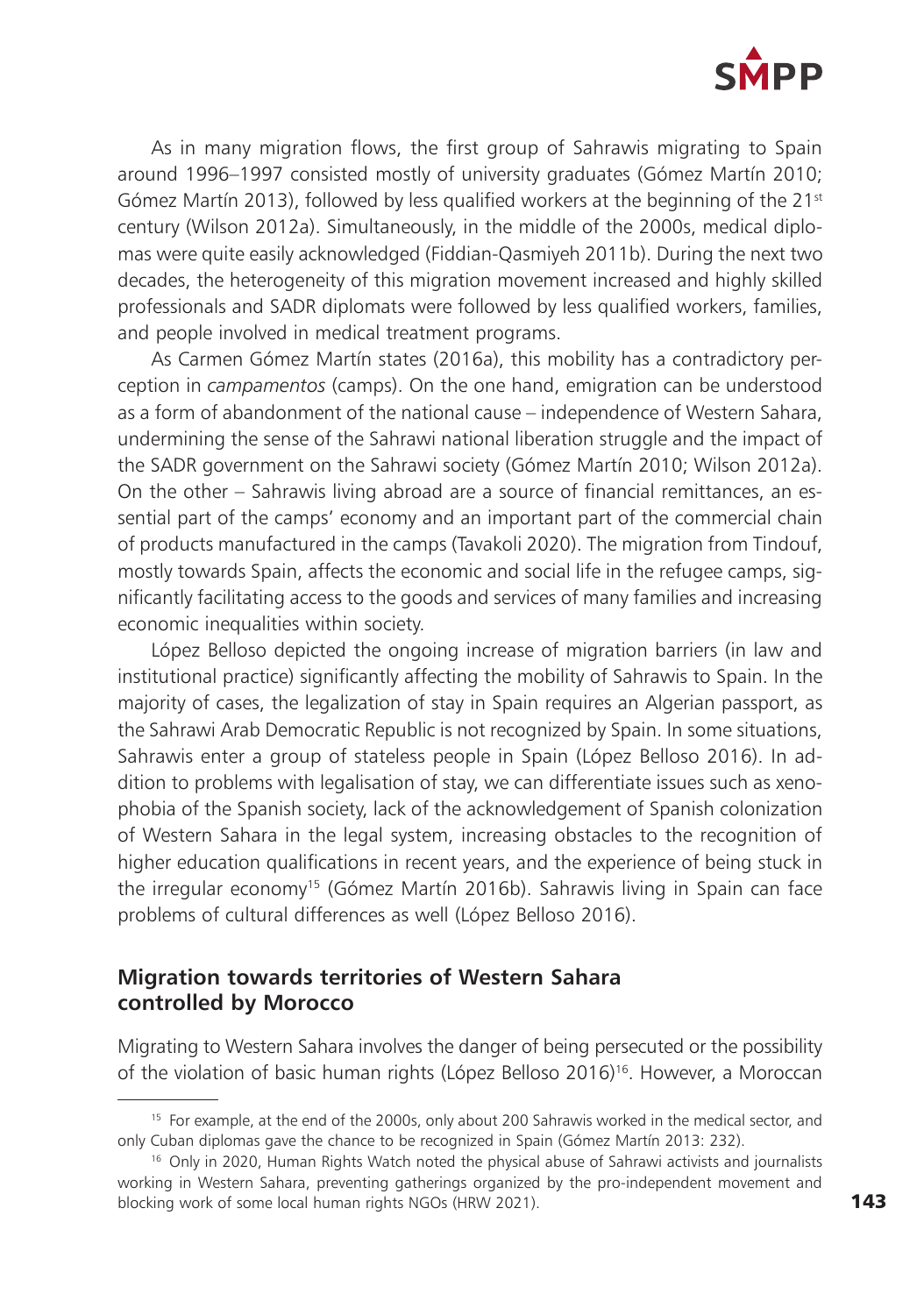As in many migration flows, the first group of Sahrawis migrating to Spain around 1996–1997 consisted mostly of university graduates (Gómez Martín 2010; Gómez Martín 2013), followed by less qualified workers at the beginning of the 21st century (Wilson 2012a). Simultaneously, in the middle of the 2000s, medical diplomas were quite easily acknowledged (Fiddian-Qasmiyeh 2011b). During the next two decades, the heterogeneity of this migration movement increased and highly skilled professionals and SADR diplomats were followed by less qualified workers, families, and people involved in medical treatment programs.

As Carmen Gómez Martín states (2016a), this mobility has a contradictory perception in *campamentos* (camps). On the one hand, emigration can be understood as a form of abandonment of the national cause – independence of Western Sahara, undermining the sense of the Sahrawi national liberation struggle and the impact of the SADR government on the Sahrawi society (Gómez Martín 2010; Wilson 2012a). On the other – Sahrawis living abroad are a source of financial remittances, an essential part of the camps' economy and an important part of the commercial chain of products manufactured in the camps (Tavakoli 2020). The migration from Tindouf, mostly towards Spain, affects the economic and social life in the refugee camps, significantly facilitating access to the goods and services of many families and increasing economic inequalities within society.

López Belloso depicted the ongoing increase of migration barriers (in law and institutional practice) significantly affecting the mobility of Sahrawis to Spain. In the majority of cases, the legalization of stay in Spain requires an Algerian passport, as the Sahrawi Arab Democratic Republic is not recognized by Spain. In some situations, Sahrawis enter a group of stateless people in Spain (López Belloso 2016). In addition to problems with legalisation of stay, we can differentiate issues such as xenophobia of the Spanish society, lack of the acknowledgement of Spanish colonization of Western Sahara in the legal system, increasing obstacles to the recognition of higher education qualifications in recent years, and the experience of being stuck in the irregular economy[15] (Gómez Martín 2016b). Sahrawis living in Spain can face problems of cultural differences as well (López Belloso 2016).

## Migration towards territories of Western Sahara controlled by Morocco

Migrating to Western Sahara involves the danger of being persecuted or the possibility of the violation of basic human rights (López Belloso 2016)[16]. However, a Moroccan

[15] For example, at the end of the 2000s, only about 200 Sahrawis worked in the medical sector, and only Cuban diplomas gave the chance to be recognized in Spain (Gómez Martín 2013: 232).

[16] Only in 2020, Human Rights Watch noted the physical abuse of Sahrawi activists and journalists working in Western Sahara, preventing gatherings organized by the pro-independent movement and blocking work of some local human rights NGOs (HRW 2021).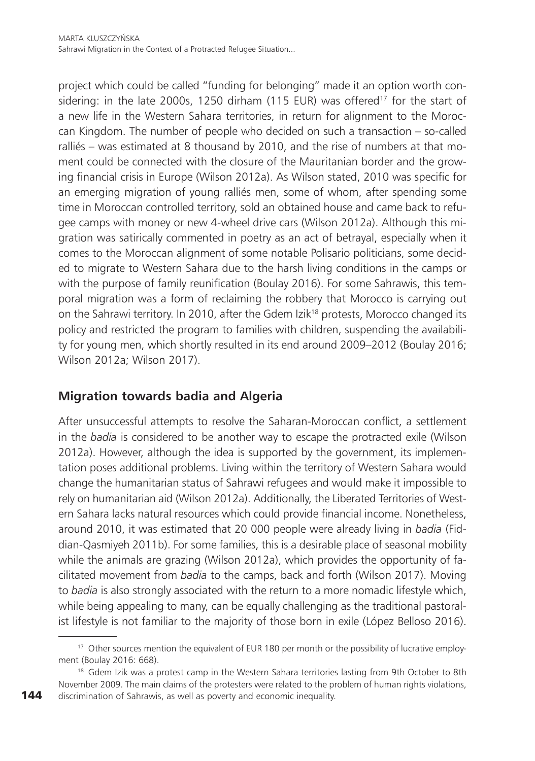project which could be called "funding for belonging" made it an option worth considering: in the late 2000s, 1250 dirham (115 EUR) was offered[17] for the start of a new life in the Western Sahara territories, in return for alignment to the Moroccan Kingdom. The number of people who decided on such a transaction – so-called ralliés – was estimated at 8 thousand by 2010, and the rise of numbers at that moment could be connected with the closure of the Mauritanian border and the growing financial crisis in Europe (Wilson 2012a). As Wilson stated, 2010 was specific for an emerging migration of young ralliés men, some of whom, after spending some time in Moroccan controlled territory, sold an obtained house and came back to refugee camps with money or new 4-wheel drive cars (Wilson 2012a). Although this migration was satirically commented in poetry as an act of betrayal, especially when it comes to the Moroccan alignment of some notable Polisario politicians, some decided to migrate to Western Sahara due to the harsh living conditions in the camps or with the purpose of family reunification (Boulay 2016). For some Sahrawis, this temporal migration was a form of reclaiming the robbery that Morocco is carrying out on the Sahrawi territory. In 2010, after the Gdem Izik[18] protests, Morocco changed its policy and restricted the program to families with children, suspending the availability for young men, which shortly resulted in its end around 2009–2012 (Boulay 2016; Wilson 2012a; Wilson 2017).

## Migration towards badia and Algeria

After unsuccessful attempts to resolve the Saharan-Moroccan conflict, a settlement in the *badia* is considered to be another way to escape the protracted exile (Wilson 2012a). However, although the idea is supported by the government, its implementation poses additional problems. Living within the territory of Western Sahara would change the humanitarian status of Sahrawi refugees and would make it impossible to rely on humanitarian aid (Wilson 2012a). Additionally, the Liberated Territories of Western Sahara lacks natural resources which could provide financial income. Nonetheless, around 2010, it was estimated that 20 000 people were already living in *badia* (Fiddian-Qasmiyeh 2011b). For some families, this is a desirable place of seasonal mobility while the animals are grazing (Wilson 2012a), which provides the opportunity of facilitated movement from *badia* to the camps, back and forth (Wilson 2017). Moving to *badia* is also strongly associated with the return to a more nomadic lifestyle which, while being appealing to many, can be equally challenging as the traditional pastoralist lifestyle is not familiar to the majority of those born in exile (López Belloso 2016).

---

[17] Other sources mention the equivalent of EUR 180 per month or the possibility of lucrative employment (Boulay 2016: 668).

[18] Gdem Izik was a protest camp in the Western Sahara territories lasting from 9th October to 8th November 2009. The main claims of the protesters were related to the problem of human rights violations, discrimination of Sahrawis, as well as poverty and economic inequality.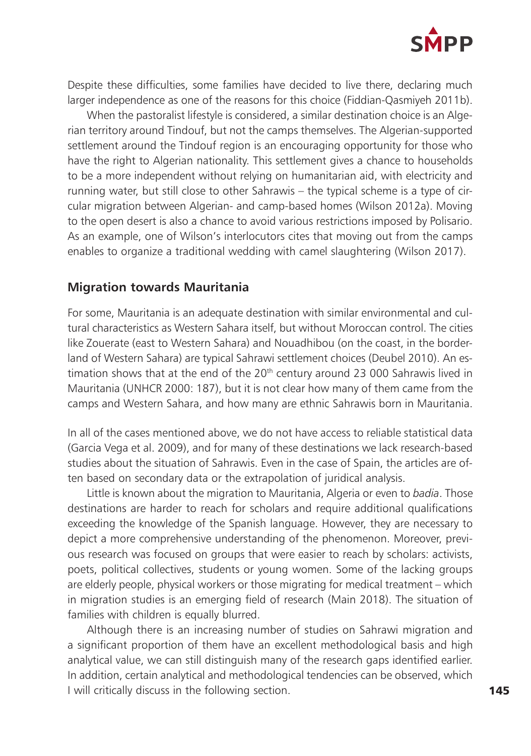Despite these difficulties, some families have decided to live there, declaring much larger independence as one of the reasons for this choice (Fiddian-Qasmiyeh 2011b).

When the pastoralist lifestyle is considered, a similar destination choice is an Algerian territory around Tindouf, but not the camps themselves. The Algerian-supported settlement around the Tindouf region is an encouraging opportunity for those who have the right to Algerian nationality. This settlement gives a chance to households to be a more independent without relying on humanitarian aid, with electricity and running water, but still close to other Sahrawis – the typical scheme is a type of circular migration between Algerian- and camp-based homes (Wilson 2012a). Moving to the open desert is also a chance to avoid various restrictions imposed by Polisario. As an example, one of Wilson's interlocutors cites that moving out from the camps enables to organize a traditional wedding with camel slaughtering (Wilson 2017).

## Migration towards Mauritania

For some, Mauritania is an adequate destination with similar environmental and cultural characteristics as Western Sahara itself, but without Moroccan control. The cities like Zouerate (east to Western Sahara) and Nouadhibou (on the coast, in the borderland of Western Sahara) are typical Sahrawi settlement choices (Deubel 2010). An estimation shows that at the end of the 20th century around 23 000 Sahrawis lived in Mauritania (UNHCR 2000: 187), but it is not clear how many of them came from the camps and Western Sahara, and how many are ethnic Sahrawis born in Mauritania.

In all of the cases mentioned above, we do not have access to reliable statistical data (Garcia Vega et al. 2009), and for many of these destinations we lack research-based studies about the situation of Sahrawis. Even in the case of Spain, the articles are often based on secondary data or the extrapolation of juridical analysis.

Little is known about the migration to Mauritania, Algeria or even to *badia*. Those destinations are harder to reach for scholars and require additional qualifications exceeding the knowledge of the Spanish language. However, they are necessary to depict a more comprehensive understanding of the phenomenon. Moreover, previous research was focused on groups that were easier to reach by scholars: activists, poets, political collectives, students or young women. Some of the lacking groups are elderly people, physical workers or those migrating for medical treatment – which in migration studies is an emerging field of research (Main 2018). The situation of families with children is equally blurred.

Although there is an increasing number of studies on Sahrawi migration and a significant proportion of them have an excellent methodological basis and high analytical value, we can still distinguish many of the research gaps identified earlier. In addition, certain analytical and methodological tendencies can be observed, which I will critically discuss in the following section.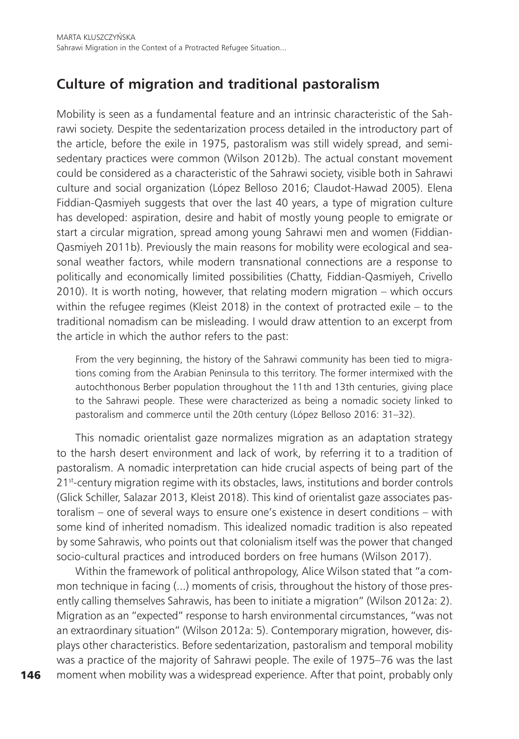## Culture of migration and traditional pastoralism

Mobility is seen as a fundamental feature and an intrinsic characteristic of the Sahrawi society. Despite the sedentarization process detailed in the introductory part of the article, before the exile in 1975, pastoralism was still widely spread, and semi-sedentary practices were common (Wilson 2012b). The actual constant movement could be considered as a characteristic of the Sahrawi society, visible both in Sahrawi culture and social organization (López Belloso 2016; Claudot-Hawad 2005). Elena Fiddian-Qasmiyeh suggests that over the last 40 years, a type of migration culture has developed: aspiration, desire and habit of mostly young people to emigrate or start a circular migration, spread among young Sahrawi men and women (Fiddian-Qasmiyeh 2011b). Previously the main reasons for mobility were ecological and seasonal weather factors, while modern transnational connections are a response to politically and economically limited possibilities (Chatty, Fiddian-Qasmiyeh, Crivello 2010). It is worth noting, however, that relating modern migration – which occurs within the refugee regimes (Kleist 2018) in the context of protracted exile – to the traditional nomadism can be misleading. I would draw attention to an excerpt from the article in which the author refers to the past:

> From the very beginning, the history of the Sahrawi community has been tied to migrations coming from the Arabian Peninsula to this territory. The former intermixed with the autochthonous Berber population throughout the 11th and 13th centuries, giving place to the Sahrawi people. These were characterized as being a nomadic society linked to pastoralism and commerce until the 20th century (López Belloso 2016: 31–32).

This nomadic orientalist gaze normalizes migration as an adaptation strategy to the harsh desert environment and lack of work, by referring it to a tradition of pastoralism. A nomadic interpretation can hide crucial aspects of being part of the 21st-century migration regime with its obstacles, laws, institutions and border controls (Glick Schiller, Salazar 2013, Kleist 2018). This kind of orientalist gaze associates pastoralism – one of several ways to ensure one's existence in desert conditions – with some kind of inherited nomadism. This idealized nomadic tradition is also repeated by some Sahrawis, who points out that colonialism itself was the power that changed socio-cultural practices and introduced borders on free humans (Wilson 2017).

Within the framework of political anthropology, Alice Wilson stated that "a common technique in facing (...) moments of crisis, throughout the history of those presently calling themselves Sahrawis, has been to initiate a migration" (Wilson 2012a: 2). Migration as an "expected" response to harsh environmental circumstances, "was not an extraordinary situation" (Wilson 2012a: 5). Contemporary migration, however, displays other characteristics. Before sedentarization, pastoralism and temporal mobility was a practice of the majority of Sahrawi people. The exile of 1975–76 was the last moment when mobility was a widespread experience. After that point, probably only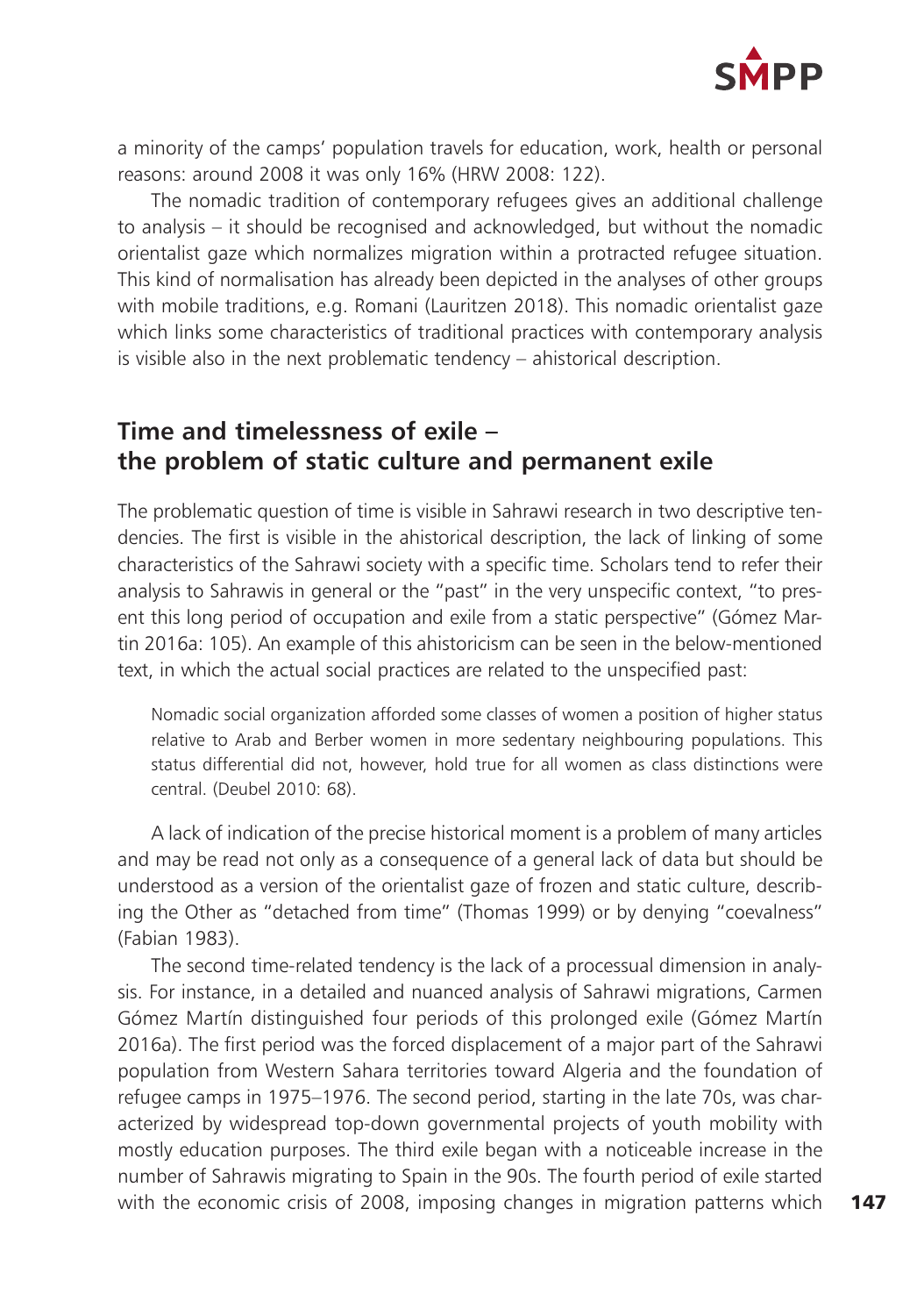a minority of the camps' population travels for education, work, health or personal reasons: around 2008 it was only 16% (HRW 2008: 122).

The nomadic tradition of contemporary refugees gives an additional challenge to analysis – it should be recognised and acknowledged, but without the nomadic orientalist gaze which normalizes migration within a protracted refugee situation. This kind of normalisation has already been depicted in the analyses of other groups with mobile traditions, e.g. Romani (Lauritzen 2018). This nomadic orientalist gaze which links some characteristics of traditional practices with contemporary analysis is visible also in the next problematic tendency – ahistorical description.

## Time and timelessness of exile – the problem of static culture and permanent exile

The problematic question of time is visible in Sahrawi research in two descriptive tendencies. The first is visible in the ahistorical description, the lack of linking of some characteristics of the Sahrawi society with a specific time. Scholars tend to refer their analysis to Sahrawis in general or the "past" in the very unspecific context, "to present this long period of occupation and exile from a static perspective" (Gómez Martin 2016a: 105). An example of this ahistoricism can be seen in the below-mentioned text, in which the actual social practices are related to the unspecified past:

> Nomadic social organization afforded some classes of women a position of higher status relative to Arab and Berber women in more sedentary neighbouring populations. This status differential did not, however, hold true for all women as class distinctions were central. (Deubel 2010: 68).

A lack of indication of the precise historical moment is a problem of many articles and may be read not only as a consequence of a general lack of data but should be understood as a version of the orientalist gaze of frozen and static culture, describing the Other as "detached from time" (Thomas 1999) or by denying "coevalness" (Fabian 1983).

The second time-related tendency is the lack of a processual dimension in analysis. For instance, in a detailed and nuanced analysis of Sahrawi migrations, Carmen Gómez Martín distinguished four periods of this prolonged exile (Gómez Martín 2016a). The first period was the forced displacement of a major part of the Sahrawi population from Western Sahara territories toward Algeria and the foundation of refugee camps in 1975–1976. The second period, starting in the late 70s, was characterized by widespread top-down governmental projects of youth mobility with mostly education purposes. The third exile began with a noticeable increase in the number of Sahrawis migrating to Spain in the 90s. The fourth period of exile started with the economic crisis of 2008, imposing changes in migration patterns which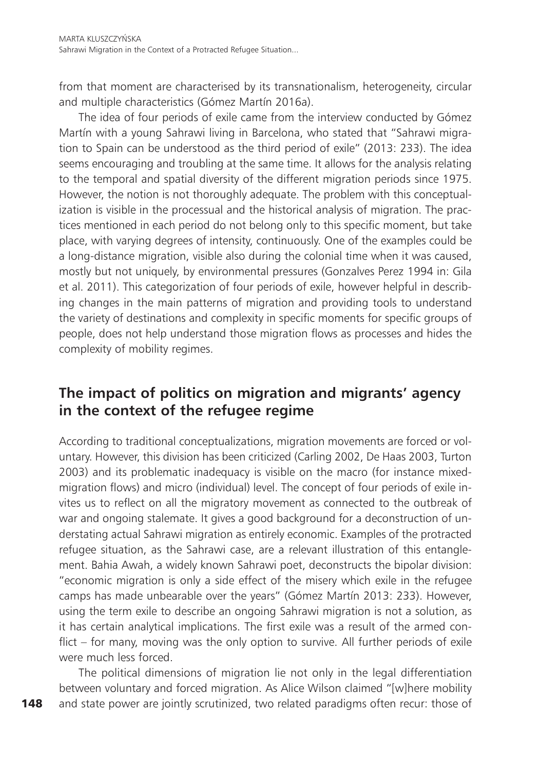from that moment are characterised by its transnationalism, heterogeneity, circular and multiple characteristics (Gómez Martín 2016a).

The idea of four periods of exile came from the interview conducted by Gómez Martín with a young Sahrawi living in Barcelona, who stated that "Sahrawi migration to Spain can be understood as the third period of exile" (2013: 233). The idea seems encouraging and troubling at the same time. It allows for the analysis relating to the temporal and spatial diversity of the different migration periods since 1975. However, the notion is not thoroughly adequate. The problem with this conceptualization is visible in the processual and the historical analysis of migration. The practices mentioned in each period do not belong only to this specific moment, but take place, with varying degrees of intensity, continuously. One of the examples could be a long-distance migration, visible also during the colonial time when it was caused, mostly but not uniquely, by environmental pressures (Gonzalves Perez 1994 in: Gila et al. 2011). This categorization of four periods of exile, however helpful in describing changes in the main patterns of migration and providing tools to understand the variety of destinations and complexity in specific moments for specific groups of people, does not help understand those migration flows as processes and hides the complexity of mobility regimes.

## The impact of politics on migration and migrants' agency in the context of the refugee regime

According to traditional conceptualizations, migration movements are forced or voluntary. However, this division has been criticized (Carling 2002, De Haas 2003, Turton 2003) and its problematic inadequacy is visible on the macro (for instance mixed-migration flows) and micro (individual) level. The concept of four periods of exile invites us to reflect on all the migratory movement as connected to the outbreak of war and ongoing stalemate. It gives a good background for a deconstruction of understating actual Sahrawi migration as entirely economic. Examples of the protracted refugee situation, as the Sahrawi case, are a relevant illustration of this entanglement. Bahia Awah, a widely known Sahrawi poet, deconstructs the bipolar division: "economic migration is only a side effect of the misery which exile in the refugee camps has made unbearable over the years" (Gómez Martín 2013: 233). However, using the term exile to describe an ongoing Sahrawi migration is not a solution, as it has certain analytical implications. The first exile was a result of the armed conflict – for many, moving was the only option to survive. All further periods of exile were much less forced.

The political dimensions of migration lie not only in the legal differentiation between voluntary and forced migration. As Alice Wilson claimed "[w]here mobility and state power are jointly scrutinized, two related paradigms often recur: those of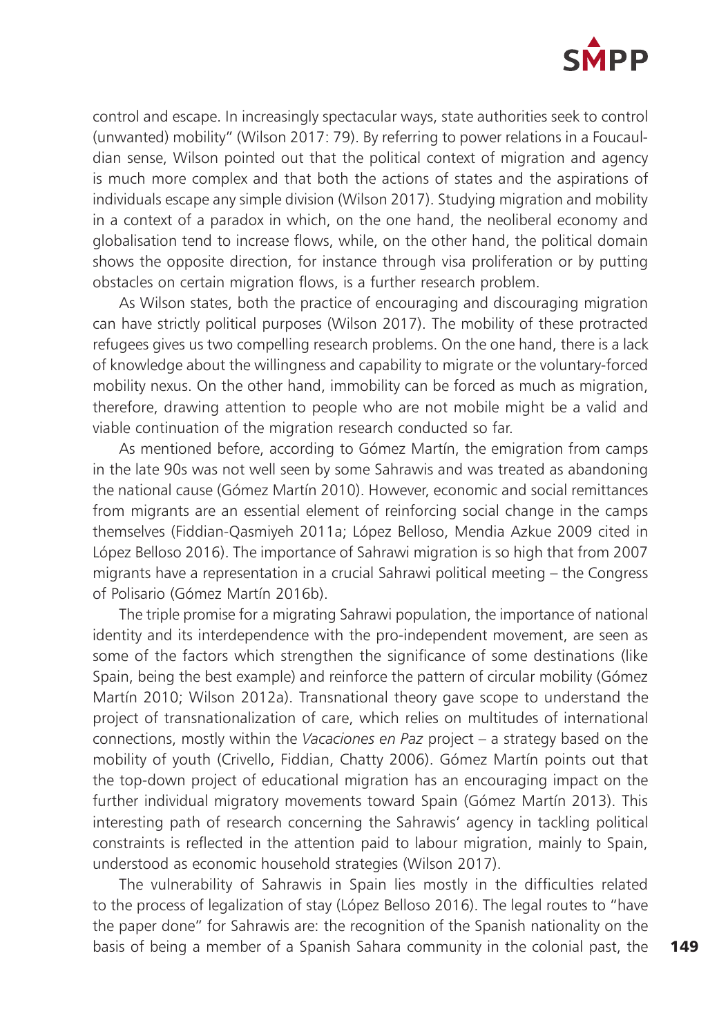control and escape. In increasingly spectacular ways, state authorities seek to control (unwanted) mobility" (Wilson 2017: 79). By referring to power relations in a Foucauldian sense, Wilson pointed out that the political context of migration and agency is much more complex and that both the actions of states and the aspirations of individuals escape any simple division (Wilson 2017). Studying migration and mobility in a context of a paradox in which, on the one hand, the neoliberal economy and globalisation tend to increase flows, while, on the other hand, the political domain shows the opposite direction, for instance through visa proliferation or by putting obstacles on certain migration flows, is a further research problem.

As Wilson states, both the practice of encouraging and discouraging migration can have strictly political purposes (Wilson 2017). The mobility of these protracted refugees gives us two compelling research problems. On the one hand, there is a lack of knowledge about the willingness and capability to migrate or the voluntary-forced mobility nexus. On the other hand, immobility can be forced as much as migration, therefore, drawing attention to people who are not mobile might be a valid and viable continuation of the migration research conducted so far.

As mentioned before, according to Gómez Martín, the emigration from camps in the late 90s was not well seen by some Sahrawis and was treated as abandoning the national cause (Gómez Martín 2010). However, economic and social remittances from migrants are an essential element of reinforcing social change in the camps themselves (Fiddian-Qasmiyeh 2011a; López Belloso, Mendia Azkue 2009 cited in López Belloso 2016). The importance of Sahrawi migration is so high that from 2007 migrants have a representation in a crucial Sahrawi political meeting – the Congress of Polisario (Gómez Martín 2016b).

The triple promise for a migrating Sahrawi population, the importance of national identity and its interdependence with the pro-independent movement, are seen as some of the factors which strengthen the significance of some destinations (like Spain, being the best example) and reinforce the pattern of circular mobility (Gómez Martín 2010; Wilson 2012a). Transnational theory gave scope to understand the project of transnationalization of care, which relies on multitudes of international connections, mostly within the *Vacaciones en Paz* project – a strategy based on the mobility of youth (Crivello, Fiddian, Chatty 2006). Gómez Martín points out that the top-down project of educational migration has an encouraging impact on the further individual migratory movements toward Spain (Gómez Martín 2013). This interesting path of research concerning the Sahrawis' agency in tackling political constraints is reflected in the attention paid to labour migration, mainly to Spain, understood as economic household strategies (Wilson 2017).

The vulnerability of Sahrawis in Spain lies mostly in the difficulties related to the process of legalization of stay (López Belloso 2016). The legal routes to "have the paper done" for Sahrawis are: the recognition of the Spanish nationality on the basis of being a member of a Spanish Sahara community in the colonial past, the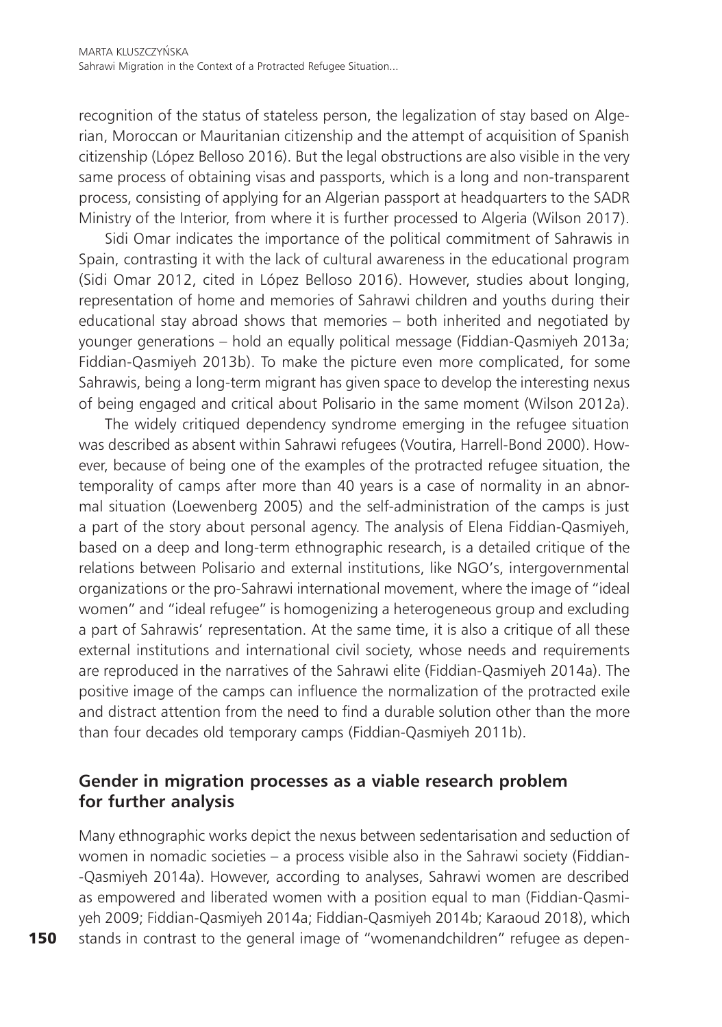recognition of the status of stateless person, the legalization of stay based on Algerian, Moroccan or Mauritanian citizenship and the attempt of acquisition of Spanish citizenship (López Belloso 2016). But the legal obstructions are also visible in the very same process of obtaining visas and passports, which is a long and non-transparent process, consisting of applying for an Algerian passport at headquarters to the SADR Ministry of the Interior, from where it is further processed to Algeria (Wilson 2017).

Sidi Omar indicates the importance of the political commitment of Sahrawis in Spain, contrasting it with the lack of cultural awareness in the educational program (Sidi Omar 2012, cited in López Belloso 2016). However, studies about longing, representation of home and memories of Sahrawi children and youths during their educational stay abroad shows that memories – both inherited and negotiated by younger generations – hold an equally political message (Fiddian-Qasmiyeh 2013a; Fiddian-Qasmiyeh 2013b). To make the picture even more complicated, for some Sahrawis, being a long-term migrant has given space to develop the interesting nexus of being engaged and critical about Polisario in the same moment (Wilson 2012a).

The widely critiqued dependency syndrome emerging in the refugee situation was described as absent within Sahrawi refugees (Voutira, Harrell-Bond 2000). However, because of being one of the examples of the protracted refugee situation, the temporality of camps after more than 40 years is a case of normality in an abnormal situation (Loewenberg 2005) and the self-administration of the camps is just a part of the story about personal agency. The analysis of Elena Fiddian-Qasmiyeh, based on a deep and long-term ethnographic research, is a detailed critique of the relations between Polisario and external institutions, like NGO's, intergovernmental organizations or the pro-Sahrawi international movement, where the image of "ideal women" and "ideal refugee" is homogenizing a heterogeneous group and excluding a part of Sahrawis' representation. At the same time, it is also a critique of all these external institutions and international civil society, whose needs and requirements are reproduced in the narratives of the Sahrawi elite (Fiddian-Qasmiyeh 2014a). The positive image of the camps can influence the normalization of the protracted exile and distract attention from the need to find a durable solution other than the more than four decades old temporary camps (Fiddian-Qasmiyeh 2011b).

## Gender in migration processes as a viable research problem for further analysis

Many ethnographic works depict the nexus between sedentarisation and seduction of women in nomadic societies – a process visible also in the Sahrawi society (Fiddian-Qasmiyeh 2014a). However, according to analyses, Sahrawi women are described as empowered and liberated women with a position equal to man (Fiddian-Qasmiyeh 2009; Fiddian-Qasmiyeh 2014a; Fiddian-Qasmiyeh 2014b; Karaoud 2018), which stands in contrast to the general image of "womenandchildren" refugee as depen-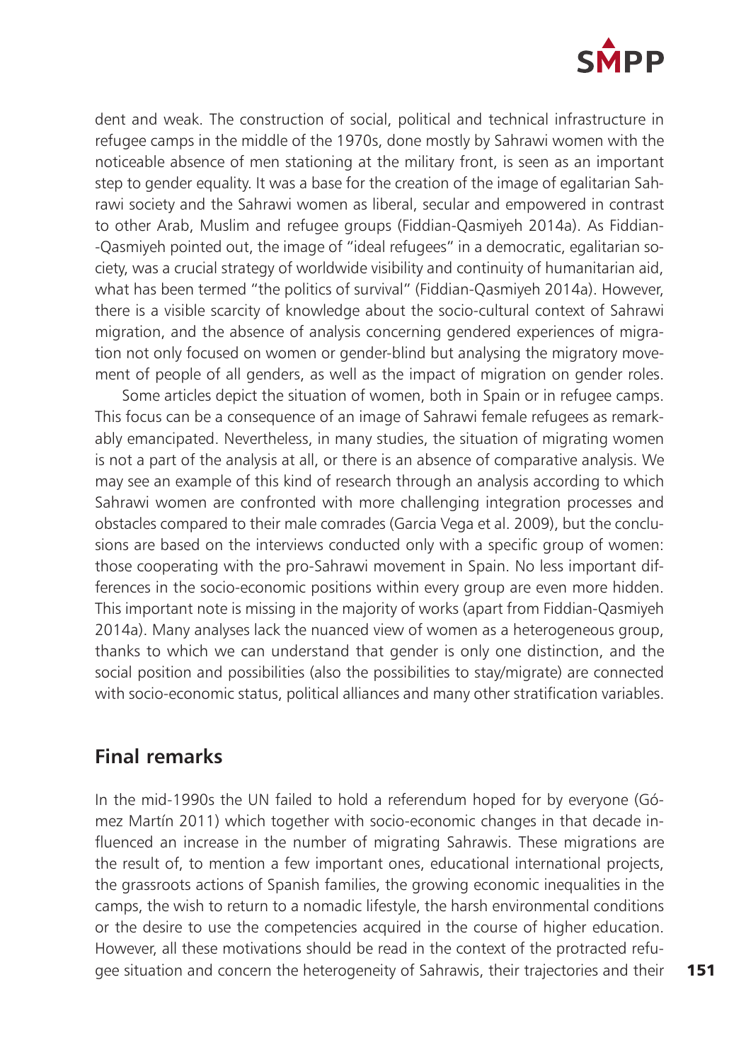dent and weak. The construction of social, political and technical infrastructure in refugee camps in the middle of the 1970s, done mostly by Sahrawi women with the noticeable absence of men stationing at the military front, is seen as an important step to gender equality. It was a base for the creation of the image of egalitarian Sahrawi society and the Sahrawi women as liberal, secular and empowered in contrast to other Arab, Muslim and refugee groups (Fiddian-Qasmiyeh 2014a). As Fiddian-Qasmiyeh pointed out, the image of "ideal refugees" in a democratic, egalitarian society, was a crucial strategy of worldwide visibility and continuity of humanitarian aid, what has been termed "the politics of survival" (Fiddian-Qasmiyeh 2014a). However, there is a visible scarcity of knowledge about the socio-cultural context of Sahrawi migration, and the absence of analysis concerning gendered experiences of migration not only focused on women or gender-blind but analysing the migratory movement of people of all genders, as well as the impact of migration on gender roles.

Some articles depict the situation of women, both in Spain or in refugee camps. This focus can be a consequence of an image of Sahrawi female refugees as remarkably emancipated. Nevertheless, in many studies, the situation of migrating women is not a part of the analysis at all, or there is an absence of comparative analysis. We may see an example of this kind of research through an analysis according to which Sahrawi women are confronted with more challenging integration processes and obstacles compared to their male comrades (Garcia Vega et al. 2009), but the conclusions are based on the interviews conducted only with a specific group of women: those cooperating with the pro-Sahrawi movement in Spain. No less important differences in the socio-economic positions within every group are even more hidden. This important note is missing in the majority of works (apart from Fiddian-Qasmiyeh 2014a). Many analyses lack the nuanced view of women as a heterogeneous group, thanks to which we can understand that gender is only one distinction, and the social position and possibilities (also the possibilities to stay/migrate) are connected with socio-economic status, political alliances and many other stratification variables.

## Final remarks

In the mid-1990s the UN failed to hold a referendum hoped for by everyone (Gómez Martín 2011) which together with socio-economic changes in that decade influenced an increase in the number of migrating Sahrawis. These migrations are the result of, to mention a few important ones, educational international projects, the grassroots actions of Spanish families, the growing economic inequalities in the camps, the wish to return to a nomadic lifestyle, the harsh environmental conditions or the desire to use the competencies acquired in the course of higher education. However, all these motivations should be read in the context of the protracted refugee situation and concern the heterogeneity of Sahrawis, their trajectories and their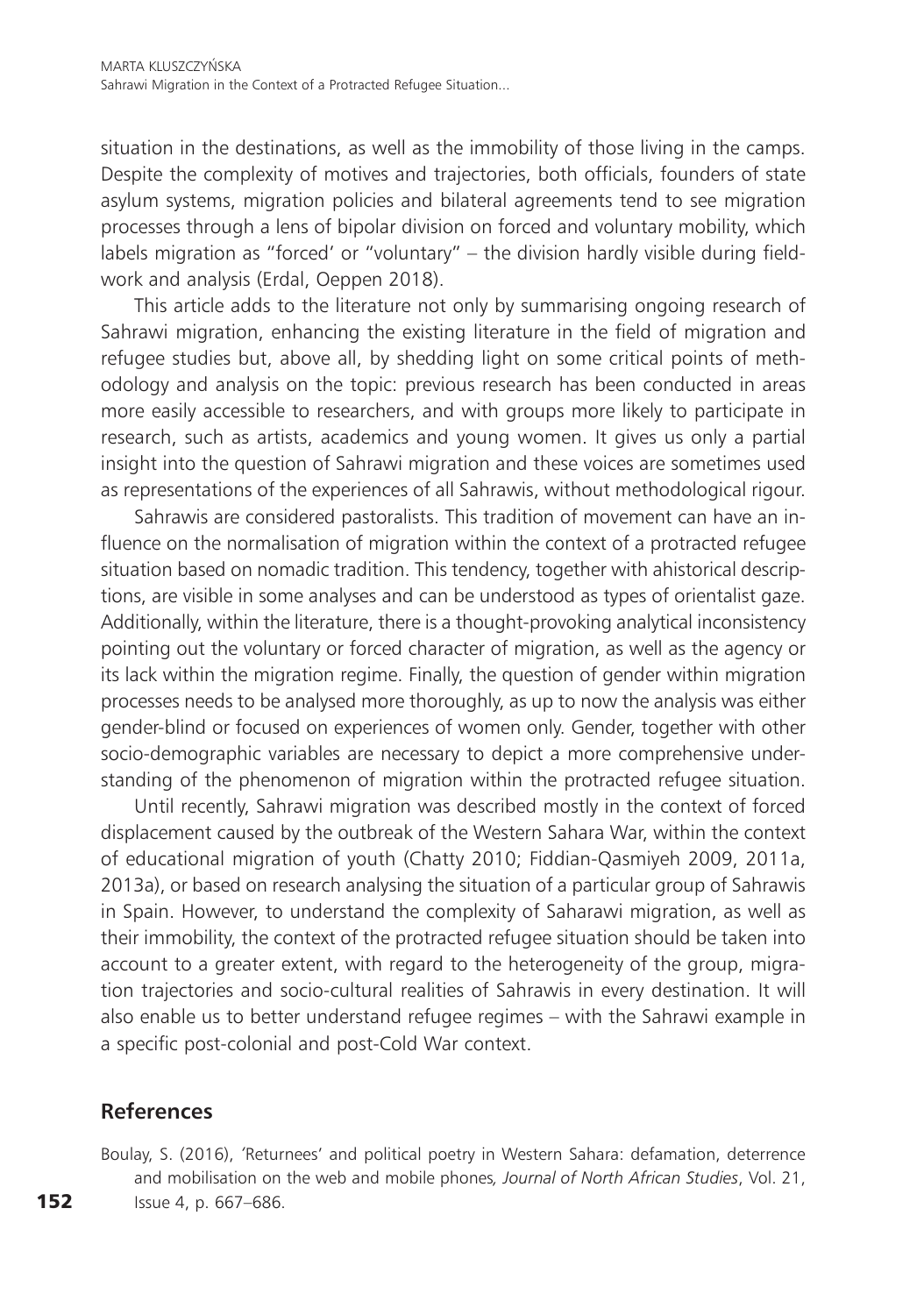situation in the destinations, as well as the immobility of those living in the camps. Despite the complexity of motives and trajectories, both officials, founders of state asylum systems, migration policies and bilateral agreements tend to see migration processes through a lens of bipolar division on forced and voluntary mobility, which labels migration as "forced' or "voluntary" – the division hardly visible during fieldwork and analysis (Erdal, Oeppen 2018).

This article adds to the literature not only by summarising ongoing research of Sahrawi migration, enhancing the existing literature in the field of migration and refugee studies but, above all, by shedding light on some critical points of methodology and analysis on the topic: previous research has been conducted in areas more easily accessible to researchers, and with groups more likely to participate in research, such as artists, academics and young women. It gives us only a partial insight into the question of Sahrawi migration and these voices are sometimes used as representations of the experiences of all Sahrawis, without methodological rigour.

Sahrawis are considered pastoralists. This tradition of movement can have an influence on the normalisation of migration within the context of a protracted refugee situation based on nomadic tradition. This tendency, together with ahistorical descriptions, are visible in some analyses and can be understood as types of orientalist gaze. Additionally, within the literature, there is a thought-provoking analytical inconsistency pointing out the voluntary or forced character of migration, as well as the agency or its lack within the migration regime. Finally, the question of gender within migration processes needs to be analysed more thoroughly, as up to now the analysis was either gender-blind or focused on experiences of women only. Gender, together with other socio-demographic variables are necessary to depict a more comprehensive understanding of the phenomenon of migration within the protracted refugee situation.

Until recently, Sahrawi migration was described mostly in the context of forced displacement caused by the outbreak of the Western Sahara War, within the context of educational migration of youth (Chatty 2010; Fiddian-Qasmiyeh 2009, 2011a, 2013a), or based on research analysing the situation of a particular group of Sahrawis in Spain. However, to understand the complexity of Saharawi migration, as well as their immobility, the context of the protracted refugee situation should be taken into account to a greater extent, with regard to the heterogeneity of the group, migration trajectories and socio-cultural realities of Sahrawis in every destination. It will also enable us to better understand refugee regimes – with the Sahrawi example in a specific post-colonial and post-Cold War context.

## References

Boulay, S. (2016), 'Returnees' and political poetry in Western Sahara: defamation, deterrence and mobilisation on the web and mobile phones*, Journal of North African Studies*, Vol. 21, Issue 4, p. 667–686.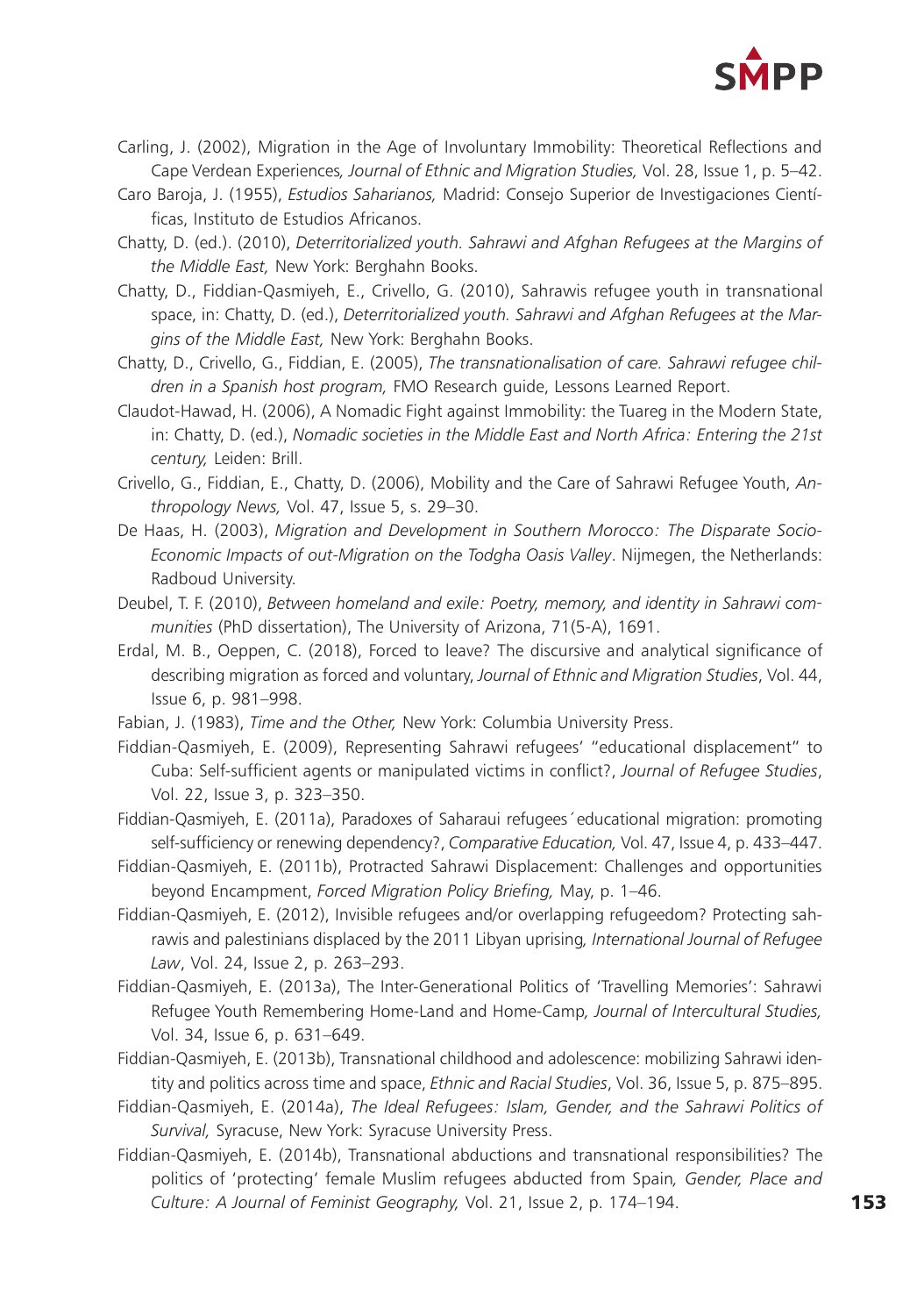Carling, J. (2002), Migration in the Age of Involuntary Immobility: Theoretical Reflections and Cape Verdean Experiences*, Journal of Ethnic and Migration Studies,* Vol. 28, Issue 1, p. 5–42.

Caro Baroja, J. (1955), *Estudios Saharianos,* Madrid: Consejo Superior de Investigaciones Científicas, Instituto de Estudios Africanos.

Chatty, D. (ed.). (2010), *Deterritorialized youth. Sahrawi and Afghan Refugees at the Margins of the Middle East,* New York: Berghahn Books.

Chatty, D., Fiddian-Qasmiyeh, E., Crivello, G. (2010), Sahrawis refugee youth in transnational space, in: Chatty, D. (ed.), *Deterritorialized youth. Sahrawi and Afghan Refugees at the Margins of the Middle East,* New York: Berghahn Books.

Chatty, D., Crivello, G., Fiddian, E. (2005), *The transnationalisation of care. Sahrawi refugee children in a Spanish host program,* FMO Research guide, Lessons Learned Report.

Claudot-Hawad, H. (2006), A Nomadic Fight against Immobility: the Tuareg in the Modern State, in: Chatty, D. (ed.), *Nomadic societies in the Middle East and North Africa: Entering the 21st century,* Leiden: Brill.

Crivello, G., Fiddian, E., Chatty, D. (2006), Mobility and the Care of Sahrawi Refugee Youth, *Anthropology News,* Vol. 47, Issue 5, s. 29–30.

De Haas, H. (2003), *Migration and Development in Southern Morocco: The Disparate Socio-Economic Impacts of out-Migration on the Todgha Oasis Valley*. Nijmegen, the Netherlands: Radboud University.

Deubel, T. F. (2010), *Between homeland and exile: Poetry, memory, and identity in Sahrawi communities* (PhD dissertation), The University of Arizona, 71(5-A), 1691.

Erdal, M. B., Oeppen, C. (2018), Forced to leave? The discursive and analytical significance of describing migration as forced and voluntary, *Journal of Ethnic and Migration Studies*, Vol. 44, Issue 6, p. 981–998.

Fabian, J. (1983), *Time and the Other,* New York: Columbia University Press.

Fiddian-Qasmiyeh, E. (2009), Representing Sahrawi refugees' "educational displacement" to Cuba: Self-sufficient agents or manipulated victims in conflict?, *Journal of Refugee Studies*, Vol. 22, Issue 3, p. 323–350.

Fiddian-Qasmiyeh, E. (2011a), Paradoxes of Saharaui refugees´educational migration: promoting self-sufficiency or renewing dependency?, *Comparative Education,* Vol. 47, Issue 4, p. 433–447.

Fiddian-Qasmiyeh, E. (2011b), Protracted Sahrawi Displacement: Challenges and opportunities beyond Encampment, *Forced Migration Policy Briefing,* May, p. 1–46.

Fiddian-Qasmiyeh, E. (2012), Invisible refugees and/or overlapping refugeedom? Protecting sahrawis and palestinians displaced by the 2011 Libyan uprising*, International Journal of Refugee Law*, Vol. 24, Issue 2, p. 263–293.

Fiddian-Qasmiyeh, E. (2013a), The Inter-Generational Politics of 'Travelling Memories': Sahrawi Refugee Youth Remembering Home-Land and Home-Camp*, Journal of Intercultural Studies,* Vol. 34, Issue 6, p. 631–649.

Fiddian-Qasmiyeh, E. (2013b), Transnational childhood and adolescence: mobilizing Sahrawi identity and politics across time and space, *Ethnic and Racial Studies*, Vol. 36, Issue 5, p. 875–895.

Fiddian-Qasmiyeh, E. (2014a), *The Ideal Refugees: Islam, Gender, and the Sahrawi Politics of Survival,* Syracuse, New York: Syracuse University Press.

Fiddian-Qasmiyeh, E. (2014b), Transnational abductions and transnational responsibilities? The politics of 'protecting' female Muslim refugees abducted from Spain*, Gender, Place and Culture: A Journal of Feminist Geography,* Vol. 21, Issue 2, p. 174–194.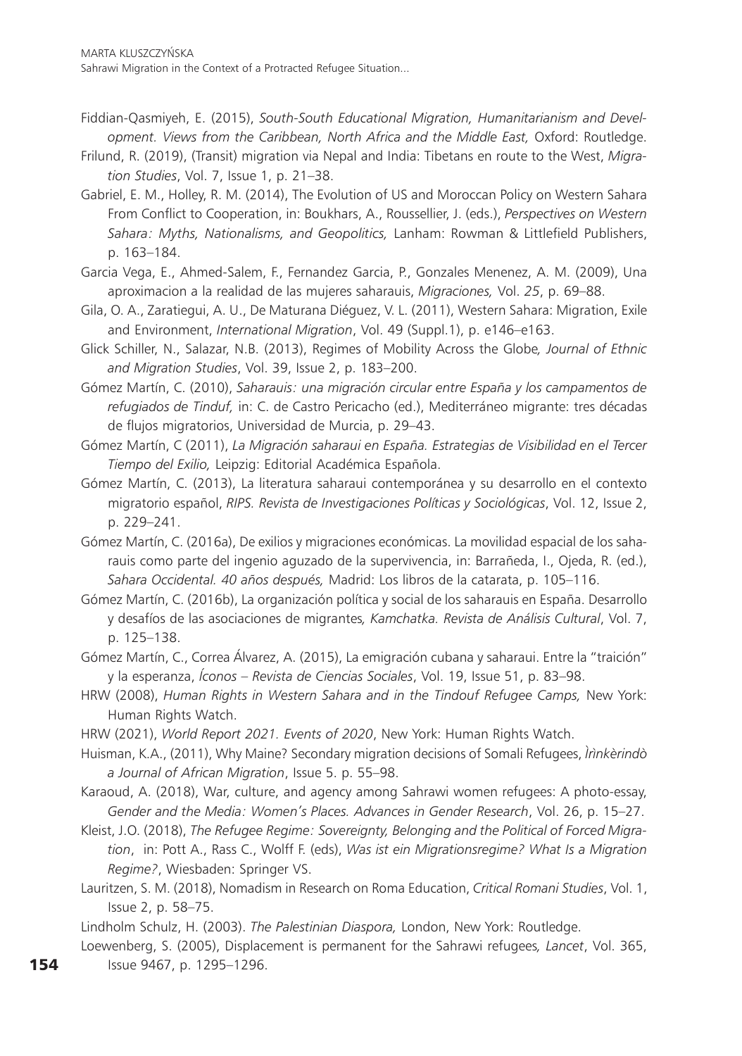Fiddian-Qasmiyeh, E. (2015), *South-South Educational Migration, Humanitarianism and Development. Views from the Caribbean, North Africa and the Middle East,* Oxford: Routledge.

Frilund, R. (2019), (Transit) migration via Nepal and India: Tibetans en route to the West, *Migration Studies*, Vol. 7, Issue 1, p. 21–38.

Gabriel, E. M., Holley, R. M. (2014), The Evolution of US and Moroccan Policy on Western Sahara From Conflict to Cooperation, in: Boukhars, A., Roussellier, J. (eds.), *Perspectives on Western Sahara: Myths, Nationalisms, and Geopolitics,* Lanham: Rowman & Littlefield Publishers, p. 163–184.

Garcia Vega, E., Ahmed-Salem, F., Fernandez Garcia, P., Gonzales Menenez, A. M. (2009), Una aproximacion a la realidad de las mujeres saharauis, *Migraciones,* Vol. *25*, p. 69–88.

Gila, O. A., Zaratiegui, A. U., De Maturana Diéguez, V. L. (2011), Western Sahara: Migration, Exile and Environment, *International Migration*, Vol. 49 (Suppl.1), p. e146–e163.

Glick Schiller, N., Salazar, N.B. (2013), Regimes of Mobility Across the Globe*, Journal of Ethnic and Migration Studies*, Vol. 39, Issue 2, p. 183–200.

Gómez Martín, C. (2010), *Saharauis: una migración circular entre España y los campamentos de refugiados de Tinduf,* in: C. de Castro Pericacho (ed.), Mediterráneo migrante: tres décadas de flujos migratorios, Universidad de Murcia, p. 29–43.

Gómez Martín, C (2011), *La Migración saharaui en España. Estrategias de Visibilidad en el Tercer Tiempo del Exilio,* Leipzig: Editorial Académica Española.

Gómez Martín, C. (2013), La literatura saharaui contemporánea y su desarrollo en el contexto migratorio español, *RIPS. Revista de Investigaciones Políticas y Sociológicas*, Vol. 12, Issue 2, p. 229–241.

Gómez Martín, C. (2016a), De exilios y migraciones económicas. La movilidad espacial de los saharauis como parte del ingenio aguzado de la supervivencia, in: Barrañeda, I., Ojeda, R. (ed.), *Sahara Occidental. 40 años después,* Madrid: Los libros de la catarata, p. 105–116.

Gómez Martín, C. (2016b), La organización política y social de los saharauis en España. Desarrollo y desafíos de las asociaciones de migrantes*, Kamchatka. Revista de Análisis Cultural*, Vol. 7, p. 125–138.

Gómez Martín, C., Correa Álvarez, A. (2015), La emigración cubana y saharaui. Entre la "traición" y la esperanza, *Íconos – Revista de Ciencias Sociales*, Vol. 19, Issue 51, p. 83–98.

HRW (2008), *Human Rights in Western Sahara and in the Tindouf Refugee Camps,* New York: Human Rights Watch.

HRW (2021), *World Report 2021. Events of 2020*, New York: Human Rights Watch.

Huisman, K.A., (2011), Why Maine? Secondary migration decisions of Somali Refugees, *Ìrìnkèrindò a Journal of African Migration*, Issue 5. p. 55–98.

Karaoud, A. (2018), War, culture, and agency among Sahrawi women refugees: A photo-essay, *Gender and the Media: Women's Places. Advances in Gender Research*, Vol. 26, p. 15–27.

Kleist, J.O. (2018), *The Refugee Regime: Sovereignty, Belonging and the Political of Forced Migration*, in: Pott A., Rass C., Wolff F. (eds), *Was ist ein Migrationsregime? What Is a Migration Regime?*, Wiesbaden: Springer VS.

Lauritzen, S. M. (2018), Nomadism in Research on Roma Education, *Critical Romani Studies*, Vol. 1, Issue 2, p. 58–75.

Lindholm Schulz, H. (2003). *The Palestinian Diaspora,* London, New York: Routledge.

Loewenberg, S. (2005), Displacement is permanent for the Sahrawi refugees*, Lancet*, Vol. 365, Issue 9467, p. 1295–1296.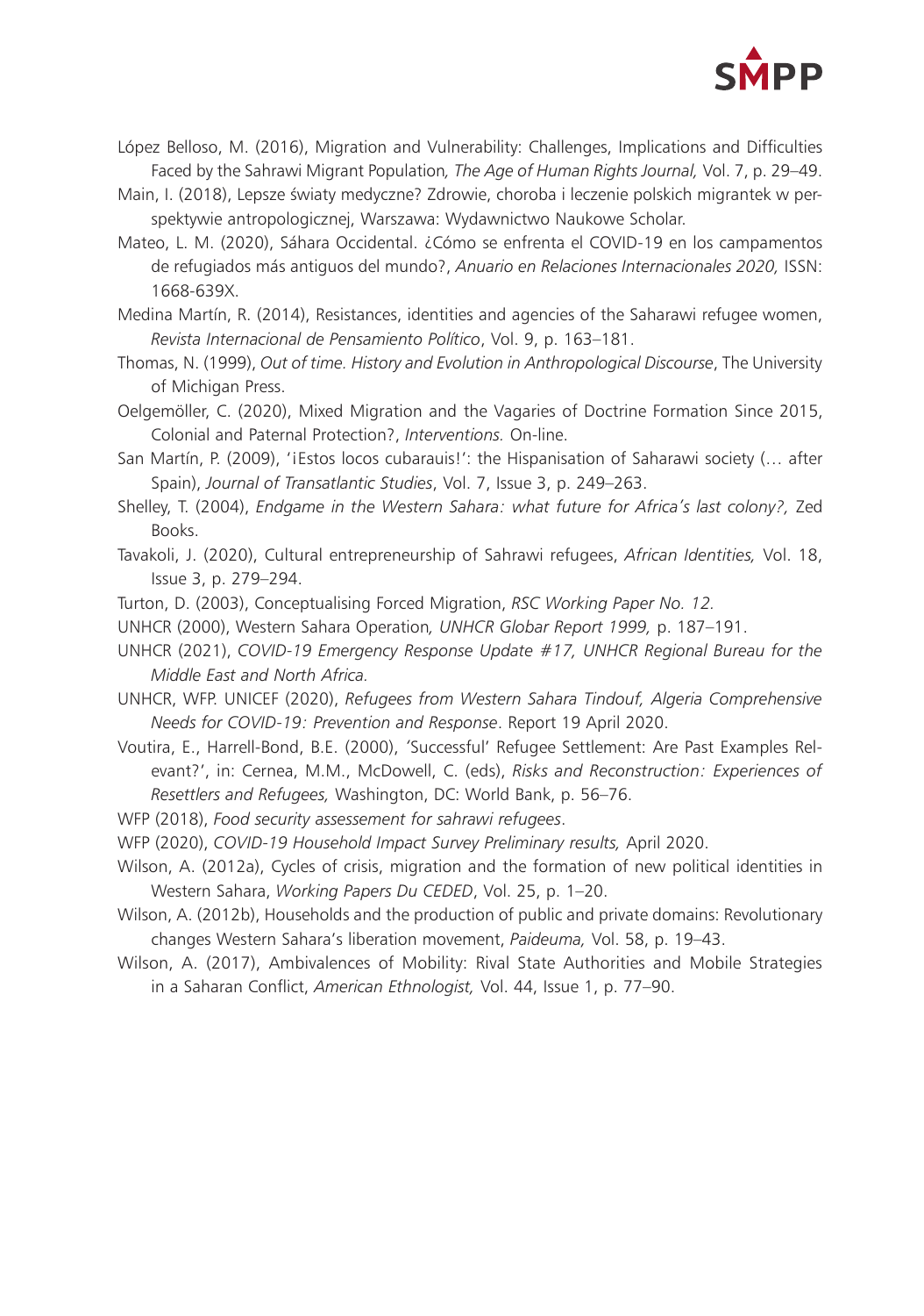López Belloso, M. (2016), Migration and Vulnerability: Challenges, Implications and Difficulties Faced by the Sahrawi Migrant Population*, The Age of Human Rights Journal,* Vol. 7, p. 29–49.

Main, I. (2018), Lepsze światy medyczne? Zdrowie, choroba i leczenie polskich migrantek w perspektywie antropologicznej, Warszawa: Wydawnictwo Naukowe Scholar.

Mateo, L. M. (2020), Sáhara Occidental. ¿Cómo se enfrenta el COVID-19 en los campamentos de refugiados más antiguos del mundo?, *Anuario en Relaciones Internacionales 2020,* ISSN: 1668-639X.

Medina Martín, R. (2014), Resistances, identities and agencies of the Saharawi refugee women, *Revista Internacional de Pensamiento Político*, Vol. 9, p. 163–181.

Thomas, N. (1999), *Out of time. History and Evolution in Anthropological Discourse*, The University of Michigan Press.

Oelgemöller, C. (2020), Mixed Migration and the Vagaries of Doctrine Formation Since 2015, Colonial and Paternal Protection?, *Interventions.* On-line.

San Martín, P. (2009), '¡Estos locos cubarauis!': the Hispanisation of Saharawi society (… after Spain), *Journal of Transatlantic Studies*, Vol. 7, Issue 3, p. 249–263.

Shelley, T. (2004), *Endgame in the Western Sahara: what future for Africa's last colony?,* Zed Books.

Tavakoli, J. (2020), Cultural entrepreneurship of Sahrawi refugees, *African Identities,* Vol. 18, Issue 3, p. 279–294.

Turton, D. (2003), Conceptualising Forced Migration, *RSC Working Paper No. 12.*

UNHCR (2000), Western Sahara Operation*, UNHCR Globar Report 1999,* p. 187–191.

UNHCR (2021), *COVID-19 Emergency Response Update #17, UNHCR Regional Bureau for the Middle East and North Africa.*

UNHCR, WFP. UNICEF (2020), *Refugees from Western Sahara Tindouf, Algeria Comprehensive Needs for COVID-19: Prevention and Response*. Report 19 April 2020.

Voutira, E., Harrell-Bond, B.E. (2000), 'Successful' Refugee Settlement: Are Past Examples Relevant?', in: Cernea, M.M., McDowell, C. (eds), *Risks and Reconstruction: Experiences of Resettlers and Refugees,* Washington, DC: World Bank, p. 56–76.

WFP (2018), *Food security assessement for sahrawi refugees*.

WFP (2020), *COVID-19 Household Impact Survey Preliminary results,* April 2020.

Wilson, A. (2012a), Cycles of crisis, migration and the formation of new political identities in Western Sahara, *Working Papers Du CEDED*, Vol. 25, p. 1–20.

Wilson, A. (2012b), Households and the production of public and private domains: Revolutionary changes Western Sahara's liberation movement, *Paideuma,* Vol. 58, p. 19–43.

Wilson, A. (2017), Ambivalences of Mobility: Rival State Authorities and Mobile Strategies in a Saharan Conflict, *American Ethnologist,* Vol. 44, Issue 1, p. 77–90.